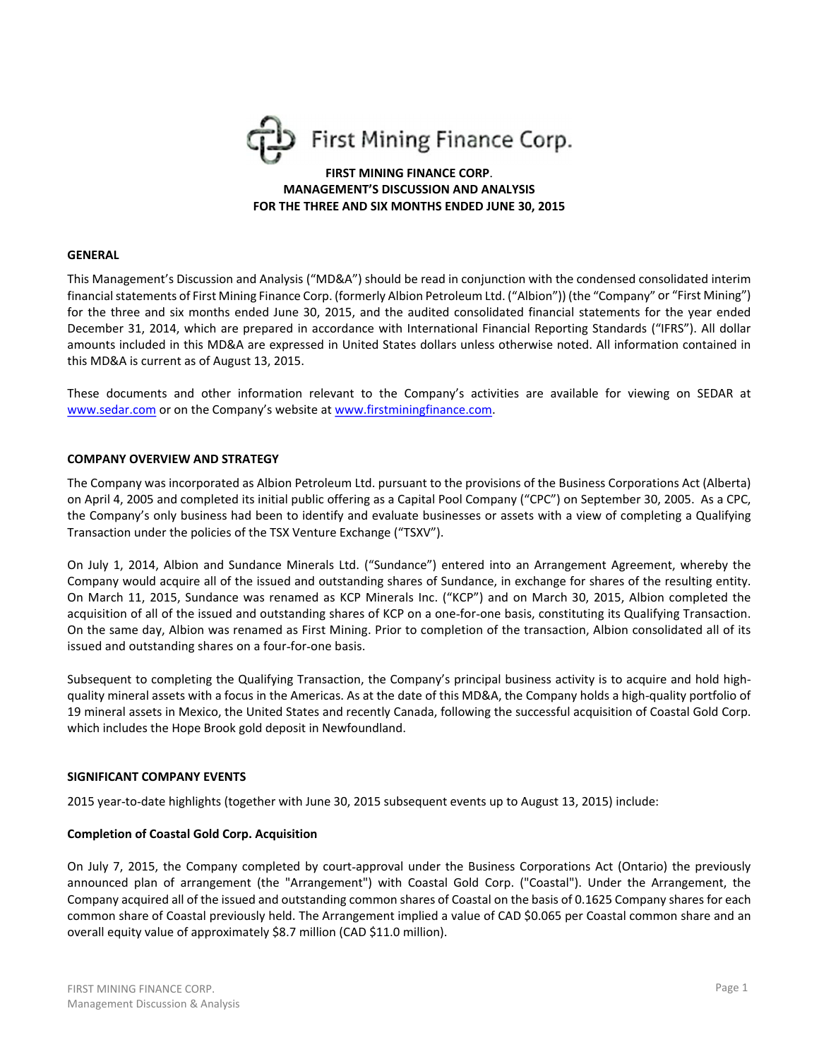First Mining Finance Corp.

# FIRST MINING FINANCE CORP. MANAGEMENT'S DISCUSSION AND ANALYSIS FOR THE THREE AND SIX MONTHS ENDED JUNE 30, 2015

## GENERAL

This Management's Discussion and Analysis ("MD&A") should be read in conjunction with the condensed consolidated interim financial statements of First Mining Finance Corp. (formerly Albion Petroleum Ltd. ("Albion")) (the "Company" or "First Mining") for the three and six months ended June 30, 2015, and the audited consolidated financial statements for the year ended December 31, 2014, which are prepared in accordance with International Financial Reporting Standards ("IFRS"). All dollar amounts included in this MD&A are expressed in United States dollars unless otherwise noted. All information contained in this MD&A is current as of August 13, 2015.

These documents and other information relevant to the Company's activities are available for viewing on SEDAR at www.sedar.com or on the Company's website at www.firstminingfinance.com.

## COMPANY OVERVIEW AND STRATEGY

The Company was incorporated as Albion Petroleum Ltd. pursuant to the provisions of the Business Corporations Act (Alberta) on April 4, 2005 and completed its initial public offering as a Capital Pool Company ("CPC") on September 30, 2005. As a CPC, the Company's only business had been to identify and evaluate businesses or assets with a view of completing a Qualifying Transaction under the policies of the TSX Venture Exchange ("TSXV").

On July 1, 2014, Albion and Sundance Minerals Ltd. ("Sundance") entered into an Arrangement Agreement, whereby the Company would acquire all of the issued and outstanding shares of Sundance, in exchange for shares of the resulting entity. On March 11, 2015, Sundance was renamed as KCP Minerals Inc. ("KCP") and on March 30, 2015, Albion completed the acquisition of all of the issued and outstanding shares of KCP on a one-for-one basis, constituting its Qualifying Transaction. On the same day, Albion was renamed as First Mining. Prior to completion of the transaction, Albion consolidated all of its issued and outstanding shares on a four-for-one basis.

Subsequent to completing the Qualifying Transaction, the Company's principal business activity is to acquire and hold high-quality mineral assets with a focus in the Americas. As at the date of this MD&A, the Company holds a high-quality portfolio of 19 mineral assets in Mexico, the United States and recently Canada, following the successful acquisition of Coastal Gold Corp. which includes the Hope Brook gold deposit in Newfoundland.

## SIGNIFICANT COMPANY EVENTS

2015 year-to-date highlights (together with June 30, 2015 subsequent events up to August 13, 2015) include:

### Completion of Coastal Gold Corp. Acquisition

On July 7, 2015, the Company completed by court-approval under the Business Corporations Act (Ontario) the previously announced plan of arrangement (the "Arrangement") with Coastal Gold Corp. ("Coastal"). Under the Arrangement, the Company acquired all of the issued and outstanding common shares of Coastal on the basis of 0.1625 Company shares for each common share of Coastal previously held. The Arrangement implied a value of CAD $0.065 per Coastal common share and an overall equity value of approximately $8.7 million (CAD $11.0 million).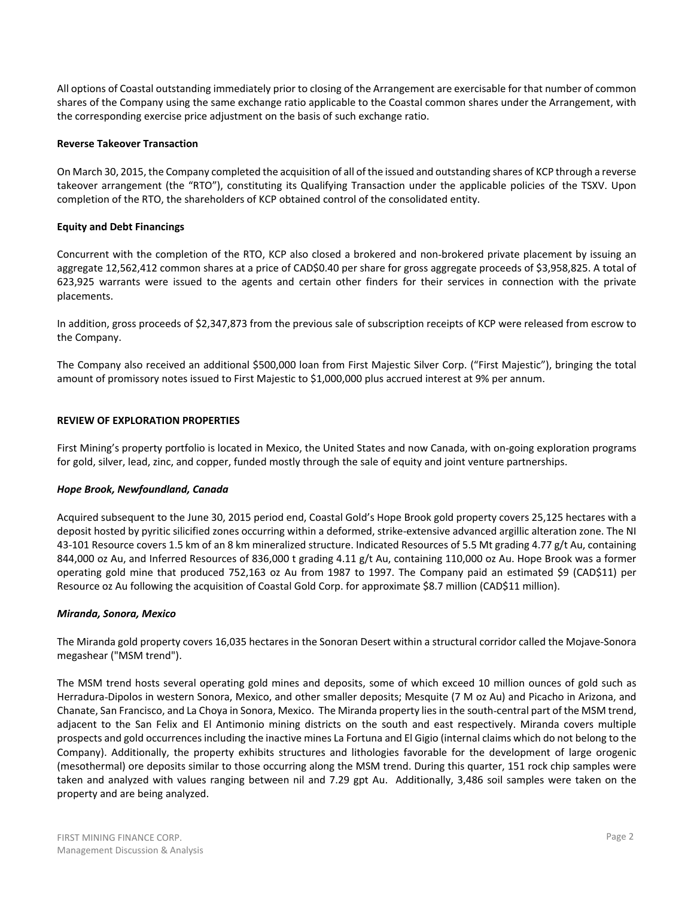All options of Coastal outstanding immediately prior to closing of the Arrangement are exercisable for that number of common shares of the Company using the same exchange ratio applicable to the Coastal common shares under the Arrangement, with the corresponding exercise price adjustment on the basis of such exchange ratio.

**Reverse Takeover Transaction**

On March 30, 2015, the Company completed the acquisition of all of the issued and outstanding shares of KCP through a reverse takeover arrangement (the "RTO"), constituting its Qualifying Transaction under the applicable policies of the TSXV. Upon completion of the RTO, the shareholders of KCP obtained control of the consolidated entity.

**Equity and Debt Financings**

Concurrent with the completion of the RTO, KCP also closed a brokered and non-brokered private placement by issuing an aggregate 12,562,412 common shares at a price of CAD$0.40 per share for gross aggregate proceeds of $3,958,825. A total of 623,925 warrants were issued to the agents and certain other finders for their services in connection with the private placements.

In addition, gross proceeds of $2,347,873 from the previous sale of subscription receipts of KCP were released from escrow to the Company.

The Company also received an additional $500,000 loan from First Majestic Silver Corp. ("First Majestic"), bringing the total amount of promissory notes issued to First Majestic to $1,000,000 plus accrued interest at 9% per annum.

**REVIEW OF EXPLORATION PROPERTIES**

First Mining's property portfolio is located in Mexico, the United States and now Canada, with on-going exploration programs for gold, silver, lead, zinc, and copper, funded mostly through the sale of equity and joint venture partnerships.

***Hope Brook, Newfoundland, Canada***

Acquired subsequent to the June 30, 2015 period end, Coastal Gold's Hope Brook gold property covers 25,125 hectares with a deposit hosted by pyritic silicified zones occurring within a deformed, strike-extensive advanced argillic alteration zone. The NI 43-101 Resource covers 1.5 km of an 8 km mineralized structure. Indicated Resources of 5.5 Mt grading 4.77 g/t Au, containing 844,000 oz Au, and Inferred Resources of 836,000 t grading 4.11 g/t Au, containing 110,000 oz Au. Hope Brook was a former operating gold mine that produced 752,163 oz Au from 1987 to 1997. The Company paid an estimated $9 (CAD$11) per Resource oz Au following the acquisition of Coastal Gold Corp. for approximate $8.7 million (CAD$11 million).

***Miranda, Sonora, Mexico***

The Miranda gold property covers 16,035 hectares in the Sonoran Desert within a structural corridor called the Mojave-Sonora megashear ("MSM trend").

The MSM trend hosts several operating gold mines and deposits, some of which exceed 10 million ounces of gold such as Herradura-Dipolos in western Sonora, Mexico, and other smaller deposits; Mesquite (7 M oz Au) and Picacho in Arizona, and Chanate, San Francisco, and La Choya in Sonora, Mexico. The Miranda property lies in the south-central part of the MSM trend, adjacent to the San Felix and El Antimonio mining districts on the south and east respectively. Miranda covers multiple prospects and gold occurrences including the inactive mines La Fortuna and El Gigio (internal claims which do not belong to the Company). Additionally, the property exhibits structures and lithologies favorable for the development of large orogenic (mesothermal) ore deposits similar to those occurring along the MSM trend. During this quarter, 151 rock chip samples were taken and analyzed with values ranging between nil and 7.29 gpt Au. Additionally, 3,486 soil samples were taken on the property and are being analyzed.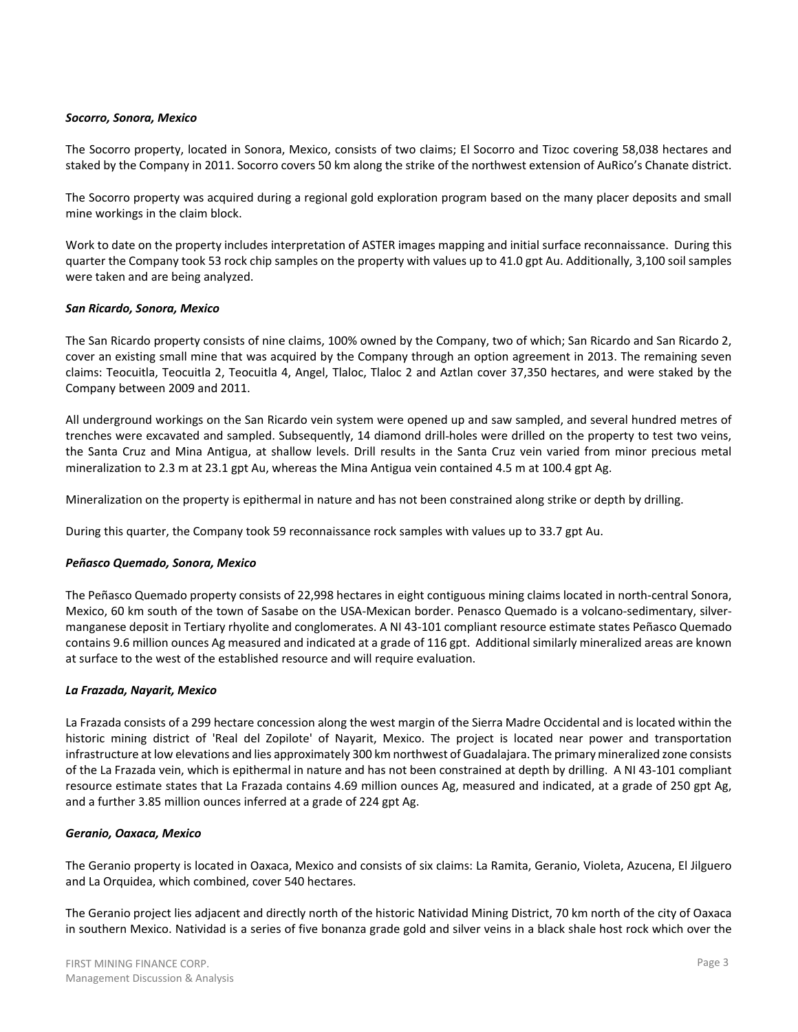### *Socorro, Sonora, Mexico*

The Socorro property, located in Sonora, Mexico, consists of two claims; El Socorro and Tizoc covering 58,038 hectares and staked by the Company in 2011. Socorro covers 50 km along the strike of the northwest extension of AuRico's Chanate district.

The Socorro property was acquired during a regional gold exploration program based on the many placer deposits and small mine workings in the claim block.

Work to date on the property includes interpretation of ASTER images mapping and initial surface reconnaissance. During this quarter the Company took 53 rock chip samples on the property with values up to 41.0 gpt Au. Additionally, 3,100 soil samples were taken and are being analyzed.

### *San Ricardo, Sonora, Mexico*

The San Ricardo property consists of nine claims, 100% owned by the Company, two of which; San Ricardo and San Ricardo 2, cover an existing small mine that was acquired by the Company through an option agreement in 2013. The remaining seven claims: Teocuitla, Teocuitla 2, Teocuitla 4, Angel, Tlaloc, Tlaloc 2 and Aztlan cover 37,350 hectares, and were staked by the Company between 2009 and 2011.

All underground workings on the San Ricardo vein system were opened up and saw sampled, and several hundred metres of trenches were excavated and sampled. Subsequently, 14 diamond drill-holes were drilled on the property to test two veins, the Santa Cruz and Mina Antigua, at shallow levels. Drill results in the Santa Cruz vein varied from minor precious metal mineralization to 2.3 m at 23.1 gpt Au, whereas the Mina Antigua vein contained 4.5 m at 100.4 gpt Ag.

Mineralization on the property is epithermal in nature and has not been constrained along strike or depth by drilling.

During this quarter, the Company took 59 reconnaissance rock samples with values up to 33.7 gpt Au.

### *Peñasco Quemado, Sonora, Mexico*

The Peñasco Quemado property consists of 22,998 hectares in eight contiguous mining claims located in north-central Sonora, Mexico, 60 km south of the town of Sasabe on the USA-Mexican border. Penasco Quemado is a volcano-sedimentary, silver-manganese deposit in Tertiary rhyolite and conglomerates. A NI 43-101 compliant resource estimate states Peñasco Quemado contains 9.6 million ounces Ag measured and indicated at a grade of 116 gpt. Additional similarly mineralized areas are known at surface to the west of the established resource and will require evaluation.

### *La Frazada, Nayarit, Mexico*

La Frazada consists of a 299 hectare concession along the west margin of the Sierra Madre Occidental and is located within the historic mining district of 'Real del Zopilote' of Nayarit, Mexico. The project is located near power and transportation infrastructure at low elevations and lies approximately 300 km northwest of Guadalajara. The primary mineralized zone consists of the La Frazada vein, which is epithermal in nature and has not been constrained at depth by drilling. A NI 43-101 compliant resource estimate states that La Frazada contains 4.69 million ounces Ag, measured and indicated, at a grade of 250 gpt Ag, and a further 3.85 million ounces inferred at a grade of 224 gpt Ag.

### *Geranio, Oaxaca, Mexico*

The Geranio property is located in Oaxaca, Mexico and consists of six claims: La Ramita, Geranio, Violeta, Azucena, El Jilguero and La Orquidea, which combined, cover 540 hectares.

The Geranio project lies adjacent and directly north of the historic Natividad Mining District, 70 km north of the city of Oaxaca in southern Mexico. Natividad is a series of five bonanza grade gold and silver veins in a black shale host rock which over the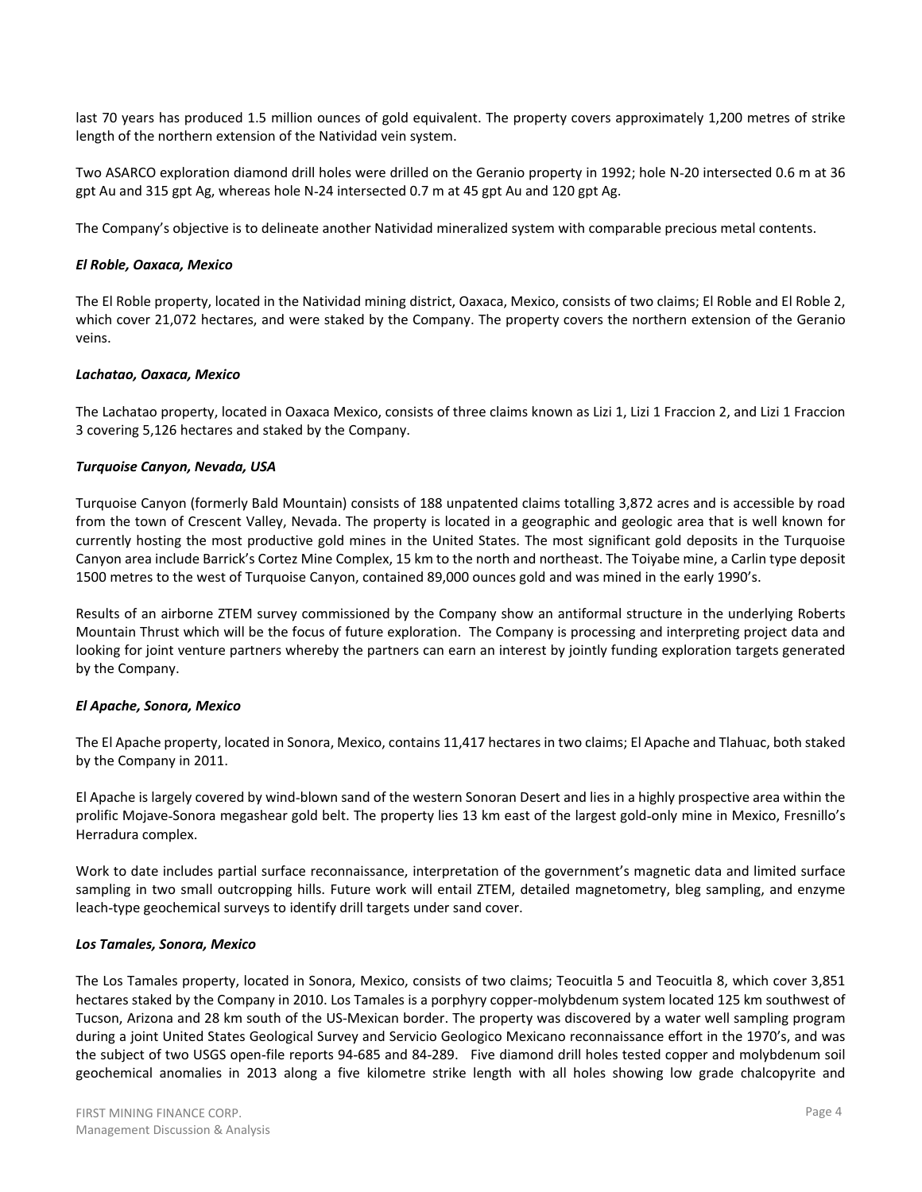last 70 years has produced 1.5 million ounces of gold equivalent. The property covers approximately 1,200 metres of strike length of the northern extension of the Natividad vein system.

Two ASARCO exploration diamond drill holes were drilled on the Geranio property in 1992; hole N-20 intersected 0.6 m at 36 gpt Au and 315 gpt Ag, whereas hole N-24 intersected 0.7 m at 45 gpt Au and 120 gpt Ag.

The Company's objective is to delineate another Natividad mineralized system with comparable precious metal contents.

***El Roble, Oaxaca, Mexico***

The El Roble property, located in the Natividad mining district, Oaxaca, Mexico, consists of two claims; El Roble and El Roble 2, which cover 21,072 hectares, and were staked by the Company. The property covers the northern extension of the Geranio veins.

***Lachatao, Oaxaca, Mexico***

The Lachatao property, located in Oaxaca Mexico, consists of three claims known as Lizi 1, Lizi 1 Fraccion 2, and Lizi 1 Fraccion 3 covering 5,126 hectares and staked by the Company.

***Turquoise Canyon, Nevada, USA***

Turquoise Canyon (formerly Bald Mountain) consists of 188 unpatented claims totalling 3,872 acres and is accessible by road from the town of Crescent Valley, Nevada. The property is located in a geographic and geologic area that is well known for currently hosting the most productive gold mines in the United States. The most significant gold deposits in the Turquoise Canyon area include Barrick's Cortez Mine Complex, 15 km to the north and northeast. The Toiyabe mine, a Carlin type deposit 1500 metres to the west of Turquoise Canyon, contained 89,000 ounces gold and was mined in the early 1990's.

Results of an airborne ZTEM survey commissioned by the Company show an antiformal structure in the underlying Roberts Mountain Thrust which will be the focus of future exploration. The Company is processing and interpreting project data and looking for joint venture partners whereby the partners can earn an interest by jointly funding exploration targets generated by the Company.

***El Apache, Sonora, Mexico***

The El Apache property, located in Sonora, Mexico, contains 11,417 hectares in two claims; El Apache and Tlahuac, both staked by the Company in 2011.

El Apache is largely covered by wind-blown sand of the western Sonoran Desert and lies in a highly prospective area within the prolific Mojave-Sonora megashear gold belt. The property lies 13 km east of the largest gold-only mine in Mexico, Fresnillo's Herradura complex.

Work to date includes partial surface reconnaissance, interpretation of the government's magnetic data and limited surface sampling in two small outcropping hills. Future work will entail ZTEM, detailed magnetometry, bleg sampling, and enzyme leach-type geochemical surveys to identify drill targets under sand cover.

***Los Tamales, Sonora, Mexico***

The Los Tamales property, located in Sonora, Mexico, consists of two claims; Teocuitla 5 and Teocuitla 8, which cover 3,851 hectares staked by the Company in 2010. Los Tamales is a porphyry copper-molybdenum system located 125 km southwest of Tucson, Arizona and 28 km south of the US-Mexican border. The property was discovered by a water well sampling program during a joint United States Geological Survey and Servicio Geologico Mexicano reconnaissance effort in the 1970's, and was the subject of two USGS open-file reports 94-685 and 84-289. Five diamond drill holes tested copper and molybdenum soil geochemical anomalies in 2013 along a five kilometre strike length with all holes showing low grade chalcopyrite and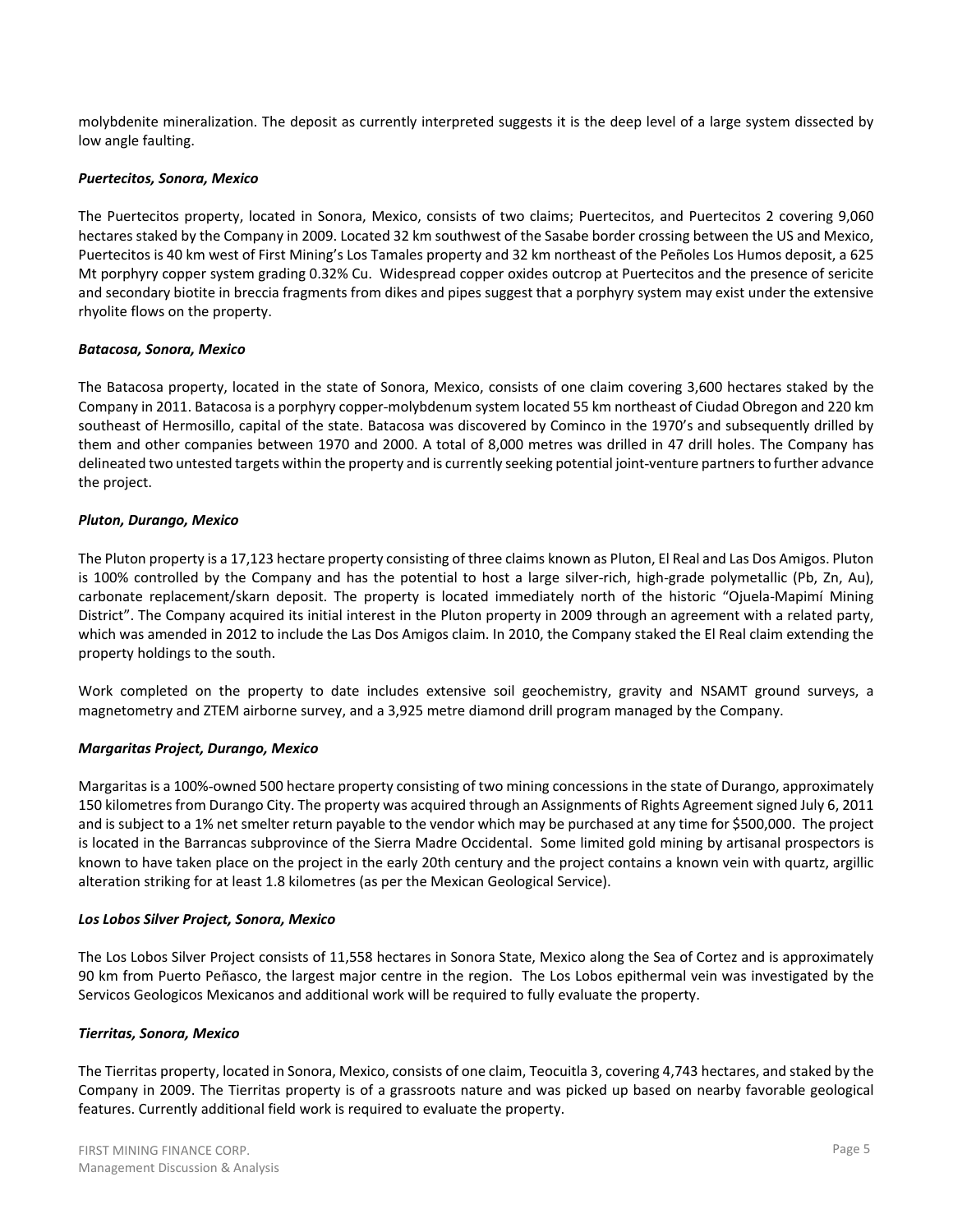molybdenite mineralization. The deposit as currently interpreted suggests it is the deep level of a large system dissected by low angle faulting.

***Puertecitos, Sonora, Mexico***

The Puertecitos property, located in Sonora, Mexico, consists of two claims; Puertecitos, and Puertecitos 2 covering 9,060 hectares staked by the Company in 2009. Located 32 km southwest of the Sasabe border crossing between the US and Mexico, Puertecitos is 40 km west of First Mining's Los Tamales property and 32 km northeast of the Peñoles Los Humos deposit, a 625 Mt porphyry copper system grading 0.32% Cu. Widespread copper oxides outcrop at Puertecitos and the presence of sericite and secondary biotite in breccia fragments from dikes and pipes suggest that a porphyry system may exist under the extensive rhyolite flows on the property.

***Batacosa, Sonora, Mexico***

The Batacosa property, located in the state of Sonora, Mexico, consists of one claim covering 3,600 hectares staked by the Company in 2011. Batacosa is a porphyry copper-molybdenum system located 55 km northeast of Ciudad Obregon and 220 km southeast of Hermosillo, capital of the state. Batacosa was discovered by Cominco in the 1970's and subsequently drilled by them and other companies between 1970 and 2000. A total of 8,000 metres was drilled in 47 drill holes. The Company has delineated two untested targets within the property and is currently seeking potential joint-venture partners to further advance the project.

***Pluton, Durango, Mexico***

The Pluton property is a 17,123 hectare property consisting of three claims known as Pluton, El Real and Las Dos Amigos. Pluton is 100% controlled by the Company and has the potential to host a large silver-rich, high-grade polymetallic (Pb, Zn, Au), carbonate replacement/skarn deposit. The property is located immediately north of the historic "Ojuela-Mapimí Mining District". The Company acquired its initial interest in the Pluton property in 2009 through an agreement with a related party, which was amended in 2012 to include the Las Dos Amigos claim. In 2010, the Company staked the El Real claim extending the property holdings to the south.

Work completed on the property to date includes extensive soil geochemistry, gravity and NSAMT ground surveys, a magnetometry and ZTEM airborne survey, and a 3,925 metre diamond drill program managed by the Company.

***Margaritas Project, Durango, Mexico***

Margaritas is a 100%-owned 500 hectare property consisting of two mining concessions in the state of Durango, approximately 150 kilometres from Durango City. The property was acquired through an Assignments of Rights Agreement signed July 6, 2011 and is subject to a 1% net smelter return payable to the vendor which may be purchased at any time for $500,000. The project is located in the Barrancas subprovince of the Sierra Madre Occidental. Some limited gold mining by artisanal prospectors is known to have taken place on the project in the early 20th century and the project contains a known vein with quartz, argillic alteration striking for at least 1.8 kilometres (as per the Mexican Geological Service).

***Los Lobos Silver Project, Sonora, Mexico***

The Los Lobos Silver Project consists of 11,558 hectares in Sonora State, Mexico along the Sea of Cortez and is approximately 90 km from Puerto Peñasco, the largest major centre in the region. The Los Lobos epithermal vein was investigated by the Servicos Geologicos Mexicanos and additional work will be required to fully evaluate the property.

***Tierritas, Sonora, Mexico***

The Tierritas property, located in Sonora, Mexico, consists of one claim, Teocuitla 3, covering 4,743 hectares, and staked by the Company in 2009. The Tierritas property is of a grassroots nature and was picked up based on nearby favorable geological features. Currently additional field work is required to evaluate the property.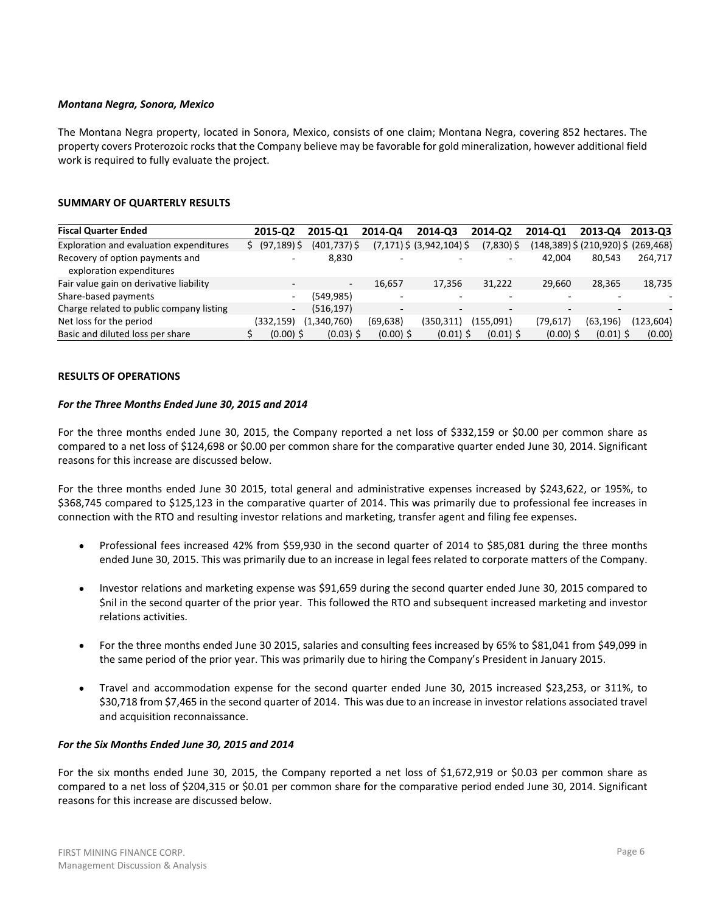***Montana Negra, Sonora, Mexico***

The Montana Negra property, located in Sonora, Mexico, consists of one claim; Montana Negra, covering 852 hectares. The property covers Proterozoic rocks that the Company believe may be favorable for gold mineralization, however additional field work is required to fully evaluate the project.

**SUMMARY OF QUARTERLY RESULTS**

| Fiscal Quarter Ended | 2015-Q2 | 2015-Q1 | 2014-Q4 | 2014-Q3 | 2014-Q2 | 2014-Q1 | 2013-Q4 | 2013-Q3 |
|---|---|---|---|---|---|---|---|---|
| Exploration and evaluation expenditures | $ (97,189) | $ (401,737) | $ (7,171) | $ (3,942,104) | $ (7,830) | $ (148,389) | $ (210,920) | $ (269,468) |
| Recovery of option payments and exploration expenditures | - | 8,830 | - | - | - | 42,004 | 80,543 | 264,717 |
| Fair value gain on derivative liability | - | - | 16,657 | 17,356 | 31,222 | 29,660 | 28,365 | 18,735 |
| Share-based payments | - | (549,985) | - | - | - | - | - | - |
| Charge related to public company listing | - | (516,197) | - | - | - | - | - | - |
| Net loss for the period | (332,159) | (1,340,760) | (69,638) | (350,311) | (155,091) | (79,617) | (63,196) | (123,604) |
| Basic and diluted loss per share | $ (0.00) | $ (0.03) | $ (0.00) | $ (0.01) | $ (0.01) | $ (0.00) | $ (0.01) | $ (0.00) |

**RESULTS OF OPERATIONS**

***For the Three Months Ended June 30, 2015 and 2014***

For the three months ended June 30, 2015, the Company reported a net loss of $332,159 or $0.00 per common share as compared to a net loss of $124,698 or $0.00 per common share for the comparative quarter ended June 30, 2014. Significant reasons for this increase are discussed below.

For the three months ended June 30 2015, total general and administrative expenses increased by $243,622, or 195%, to $368,745 compared to $125,123 in the comparative quarter of 2014. This was primarily due to professional fee increases in connection with the RTO and resulting investor relations and marketing, transfer agent and filing fee expenses.

- Professional fees increased 42% from $59,930 in the second quarter of 2014 to $85,081 during the three months ended June 30, 2015. This was primarily due to an increase in legal fees related to corporate matters of the Company.
- Investor relations and marketing expense was $91,659 during the second quarter ended June 30, 2015 compared to $nil in the second quarter of the prior year. This followed the RTO and subsequent increased marketing and investor relations activities.
- For the three months ended June 30 2015, salaries and consulting fees increased by 65% to $81,041 from $49,099 in the same period of the prior year. This was primarily due to hiring the Company's President in January 2015.
- Travel and accommodation expense for the second quarter ended June 30, 2015 increased $23,253, or 311%, to $30,718 from $7,465 in the second quarter of 2014. This was due to an increase in investor relations associated travel and acquisition reconnaissance.

***For the Six Months Ended June 30, 2015 and 2014***

For the six months ended June 30, 2015, the Company reported a net loss of $1,672,919 or $0.03 per common share as compared to a net loss of $204,315 or $0.01 per common share for the comparative period ended June 30, 2014. Significant reasons for this increase are discussed below.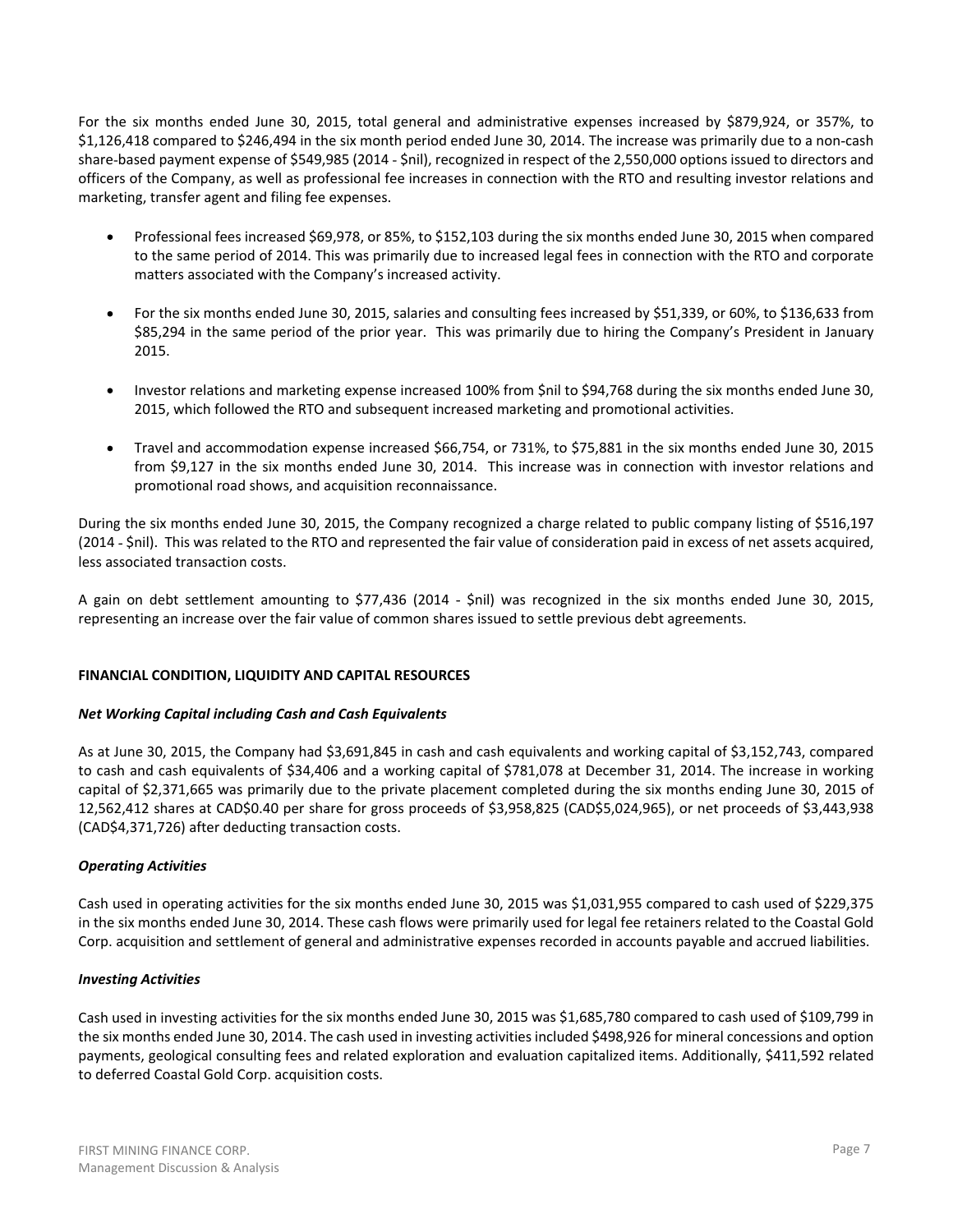For the six months ended June 30, 2015, total general and administrative expenses increased by $879,924, or 357%, to $1,126,418 compared to $246,494 in the six month period ended June 30, 2014. The increase was primarily due to a non-cash share-based payment expense of $549,985 (2014 - $nil), recognized in respect of the 2,550,000 options issued to directors and officers of the Company, as well as professional fee increases in connection with the RTO and resulting investor relations and marketing, transfer agent and filing fee expenses.

- Professional fees increased $69,978, or 85%, to $152,103 during the six months ended June 30, 2015 when compared to the same period of 2014. This was primarily due to increased legal fees in connection with the RTO and corporate matters associated with the Company's increased activity.
- For the six months ended June 30, 2015, salaries and consulting fees increased by $51,339, or 60%, to $136,633 from $85,294 in the same period of the prior year. This was primarily due to hiring the Company's President in January 2015.
- Investor relations and marketing expense increased 100% from $nil to $94,768 during the six months ended June 30, 2015, which followed the RTO and subsequent increased marketing and promotional activities.
- Travel and accommodation expense increased $66,754, or 731%, to $75,881 in the six months ended June 30, 2015 from $9,127 in the six months ended June 30, 2014. This increase was in connection with investor relations and promotional road shows, and acquisition reconnaissance.

During the six months ended June 30, 2015, the Company recognized a charge related to public company listing of $516,197 (2014 - $nil). This was related to the RTO and represented the fair value of consideration paid in excess of net assets acquired, less associated transaction costs.

A gain on debt settlement amounting to $77,436 (2014 - $nil) was recognized in the six months ended June 30, 2015, representing an increase over the fair value of common shares issued to settle previous debt agreements.

## FINANCIAL CONDITION, LIQUIDITY AND CAPITAL RESOURCES

### *Net Working Capital including Cash and Cash Equivalents*

As at June 30, 2015, the Company had $3,691,845 in cash and cash equivalents and working capital of $3,152,743, compared to cash and cash equivalents of $34,406 and a working capital of $781,078 at December 31, 2014. The increase in working capital of $2,371,665 was primarily due to the private placement completed during the six months ending June 30, 2015 of 12,562,412 shares at CAD$0.40 per share for gross proceeds of $3,958,825 (CAD$5,024,965), or net proceeds of $3,443,938 (CAD$4,371,726) after deducting transaction costs.

### *Operating Activities*

Cash used in operating activities for the six months ended June 30, 2015 was $1,031,955 compared to cash used of $229,375 in the six months ended June 30, 2014. These cash flows were primarily used for legal fee retainers related to the Coastal Gold Corp. acquisition and settlement of general and administrative expenses recorded in accounts payable and accrued liabilities.

### *Investing Activities*

Cash used in investing activities for the six months ended June 30, 2015 was $1,685,780 compared to cash used of $109,799 in the six months ended June 30, 2014. The cash used in investing activities included $498,926 for mineral concessions and option payments, geological consulting fees and related exploration and evaluation capitalized items. Additionally, $411,592 related to deferred Coastal Gold Corp. acquisition costs.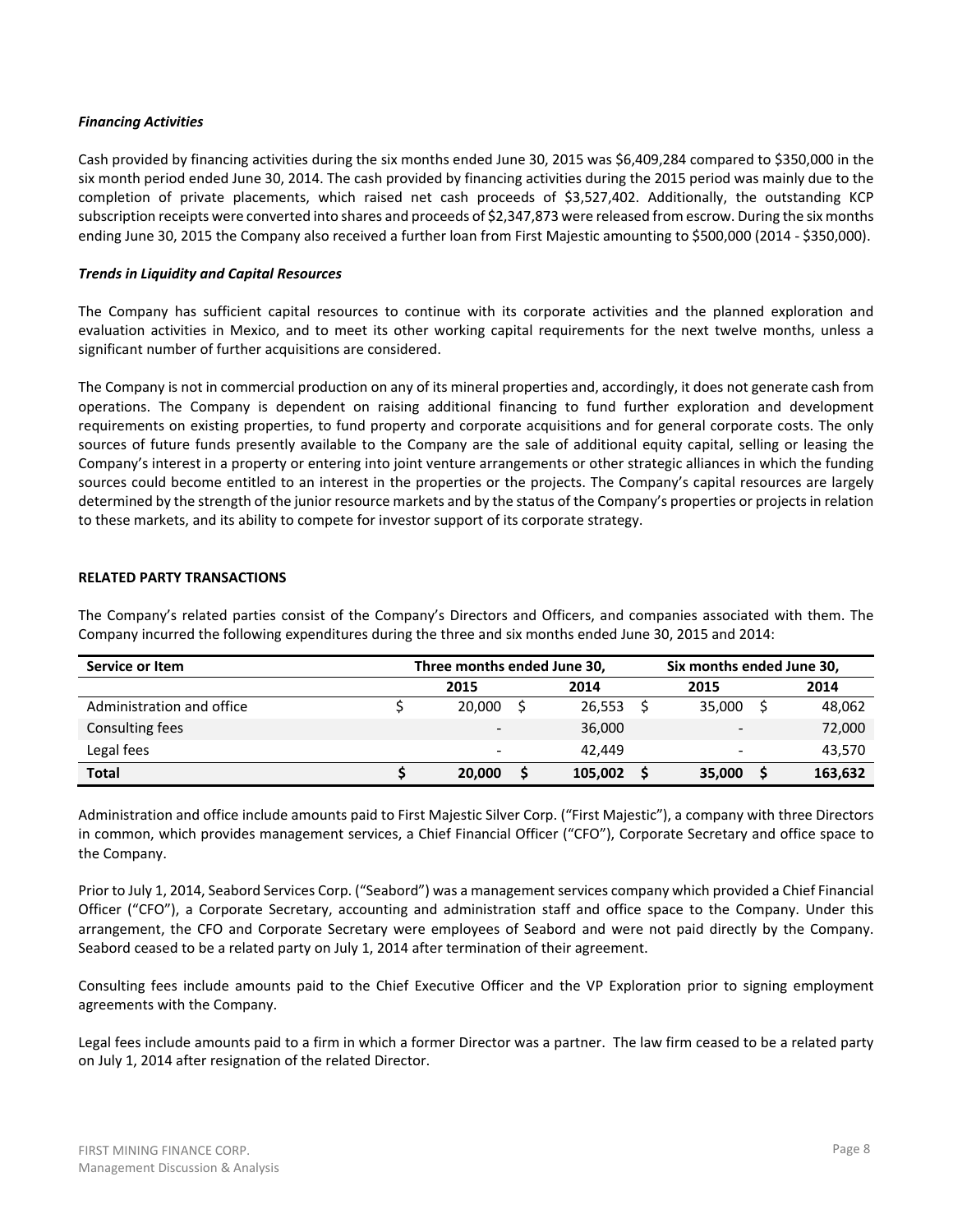***Financing Activities***

Cash provided by financing activities during the six months ended June 30, 2015 was $6,409,284 compared to $350,000 in the six month period ended June 30, 2014. The cash provided by financing activities during the 2015 period was mainly due to the completion of private placements, which raised net cash proceeds of $3,527,402. Additionally, the outstanding KCP subscription receipts were converted into shares and proceeds of $2,347,873 were released from escrow. During the six months ending June 30, 2015 the Company also received a further loan from First Majestic amounting to $500,000 (2014 - $350,000).

***Trends in Liquidity and Capital Resources***

The Company has sufficient capital resources to continue with its corporate activities and the planned exploration and evaluation activities in Mexico, and to meet its other working capital requirements for the next twelve months, unless a significant number of further acquisitions are considered.

The Company is not in commercial production on any of its mineral properties and, accordingly, it does not generate cash from operations. The Company is dependent on raising additional financing to fund further exploration and development requirements on existing properties, to fund property and corporate acquisitions and for general corporate costs. The only sources of future funds presently available to the Company are the sale of additional equity capital, selling or leasing the Company's interest in a property or entering into joint venture arrangements or other strategic alliances in which the funding sources could become entitled to an interest in the properties or the projects. The Company's capital resources are largely determined by the strength of the junior resource markets and by the status of the Company's properties or projects in relation to these markets, and its ability to compete for investor support of its corporate strategy.

**RELATED PARTY TRANSACTIONS**

The Company's related parties consist of the Company's Directors and Officers, and companies associated with them. The Company incurred the following expenditures during the three and six months ended June 30, 2015 and 2014:

| Service or Item | Three months ended June 30, | | Six months ended June 30, | |
|---|---|---|---|---|
| | 2015 | 2014 | 2015 | 2014 |
| Administration and office | $ 20,000 | $ 26,553 | $ 35,000 | $ 48,062 |
| Consulting fees | - | 36,000 | - | 72,000 |
| Legal fees | - | 42,449 | - | 43,570 |
| **Total** | **$ 20,000** | **$ 105,002** | **$ 35,000** | **$ 163,632** |

Administration and office include amounts paid to First Majestic Silver Corp. ("First Majestic"), a company with three Directors in common, which provides management services, a Chief Financial Officer ("CFO"), Corporate Secretary and office space to the Company.

Prior to July 1, 2014, Seabord Services Corp. ("Seabord") was a management services company which provided a Chief Financial Officer ("CFO"), a Corporate Secretary, accounting and administration staff and office space to the Company. Under this arrangement, the CFO and Corporate Secretary were employees of Seabord and were not paid directly by the Company. Seabord ceased to be a related party on July 1, 2014 after termination of their agreement.

Consulting fees include amounts paid to the Chief Executive Officer and the VP Exploration prior to signing employment agreements with the Company.

Legal fees include amounts paid to a firm in which a former Director was a partner. The law firm ceased to be a related party on July 1, 2014 after resignation of the related Director.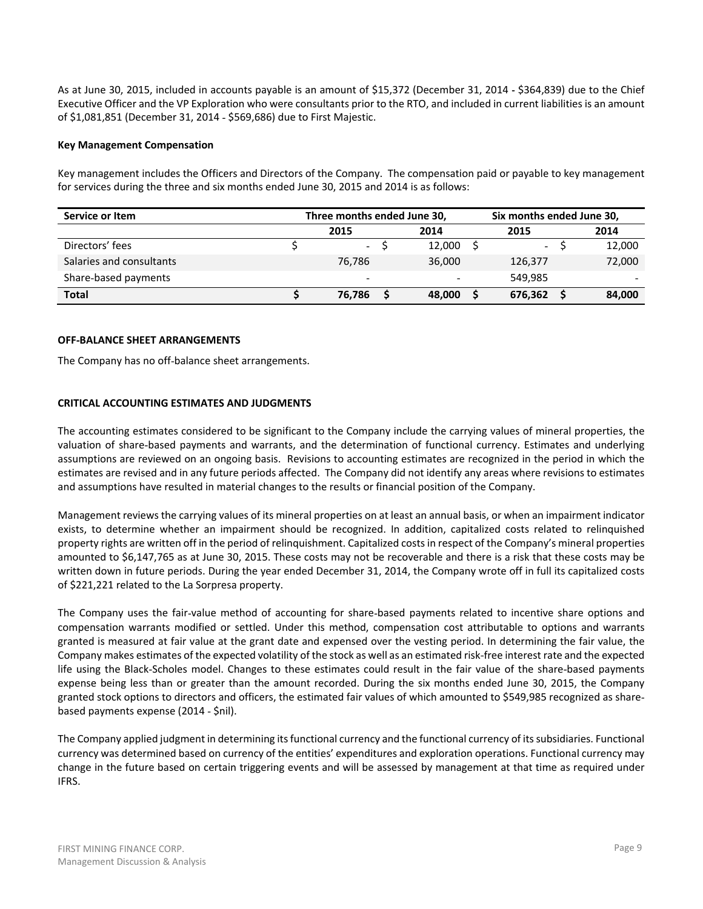As at June 30, 2015, included in accounts payable is an amount of $15,372 (December 31, 2014 - $364,839) due to the Chief Executive Officer and the VP Exploration who were consultants prior to the RTO, and included in current liabilities is an amount of $1,081,851 (December 31, 2014 - $569,686) due to First Majestic.

**Key Management Compensation**

Key management includes the Officers and Directors of the Company. The compensation paid or payable to key management for services during the three and six months ended June 30, 2015 and 2014 is as follows:

| Service or Item | Three months ended June 30, | | Six months ended June 30, | |
|---|---|---|---|---|
| | 2015 | 2014 | 2015 | 2014 |
| Directors' fees | $ - | $ 12,000 | $ - | $ 12,000 |
| Salaries and consultants | 76,786 | 36,000 | 126,377 | 72,000 |
| Share-based payments | - | - | 549,985 | - |
| **Total** | **$ 76,786** | **$ 48,000** | **$ 676,362** | **$ 84,000** |

**OFF-BALANCE SHEET ARRANGEMENTS**

The Company has no off-balance sheet arrangements.

**CRITICAL ACCOUNTING ESTIMATES AND JUDGMENTS**

The accounting estimates considered to be significant to the Company include the carrying values of mineral properties, the valuation of share-based payments and warrants, and the determination of functional currency. Estimates and underlying assumptions are reviewed on an ongoing basis. Revisions to accounting estimates are recognized in the period in which the estimates are revised and in any future periods affected. The Company did not identify any areas where revisions to estimates and assumptions have resulted in material changes to the results or financial position of the Company.

Management reviews the carrying values of its mineral properties on at least an annual basis, or when an impairment indicator exists, to determine whether an impairment should be recognized. In addition, capitalized costs related to relinquished property rights are written off in the period of relinquishment. Capitalized costs in respect of the Company's mineral properties amounted to $6,147,765 as at June 30, 2015. These costs may not be recoverable and there is a risk that these costs may be written down in future periods. During the year ended December 31, 2014, the Company wrote off in full its capitalized costs of $221,221 related to the La Sorpresa property.

The Company uses the fair-value method of accounting for share-based payments related to incentive share options and compensation warrants modified or settled. Under this method, compensation cost attributable to options and warrants granted is measured at fair value at the grant date and expensed over the vesting period. In determining the fair value, the Company makes estimates of the expected volatility of the stock as well as an estimated risk-free interest rate and the expected life using the Black-Scholes model. Changes to these estimates could result in the fair value of the share-based payments expense being less than or greater than the amount recorded. During the six months ended June 30, 2015, the Company granted stock options to directors and officers, the estimated fair values of which amounted to $549,985 recognized as share-based payments expense (2014 - $nil).

The Company applied judgment in determining its functional currency and the functional currency of its subsidiaries. Functional currency was determined based on currency of the entities' expenditures and exploration operations. Functional currency may change in the future based on certain triggering events and will be assessed by management at that time as required under IFRS.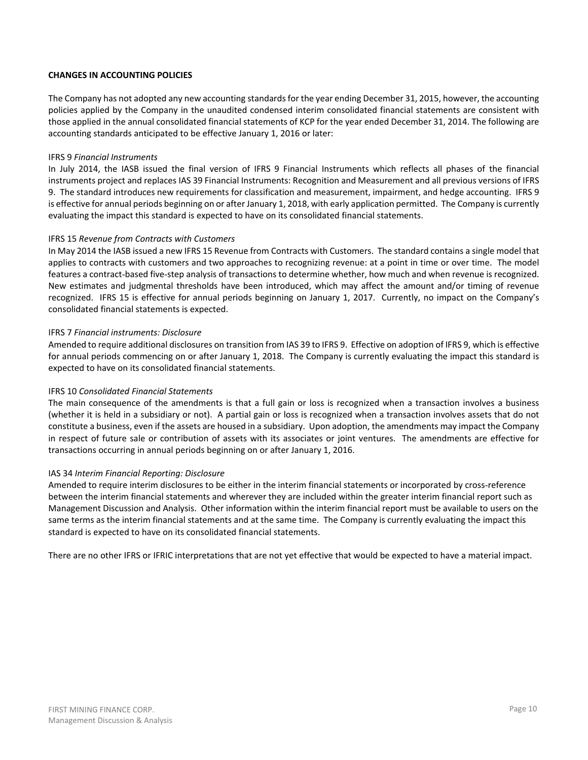**CHANGES IN ACCOUNTING POLICIES**

The Company has not adopted any new accounting standards for the year ending December 31, 2015, however, the accounting policies applied by the Company in the unaudited condensed interim consolidated financial statements are consistent with those applied in the annual consolidated financial statements of KCP for the year ended December 31, 2014. The following are accounting standards anticipated to be effective January 1, 2016 or later:

IFRS 9 *Financial Instruments*
In July 2014, the IASB issued the final version of IFRS 9 Financial Instruments which reflects all phases of the financial instruments project and replaces IAS 39 Financial Instruments: Recognition and Measurement and all previous versions of IFRS 9. The standard introduces new requirements for classification and measurement, impairment, and hedge accounting. IFRS 9 is effective for annual periods beginning on or after January 1, 2018, with early application permitted. The Company is currently evaluating the impact this standard is expected to have on its consolidated financial statements.

IFRS 15 *Revenue from Contracts with Customers*
In May 2014 the IASB issued a new IFRS 15 Revenue from Contracts with Customers. The standard contains a single model that applies to contracts with customers and two approaches to recognizing revenue: at a point in time or over time. The model features a contract-based five-step analysis of transactions to determine whether, how much and when revenue is recognized. New estimates and judgmental thresholds have been introduced, which may affect the amount and/or timing of revenue recognized. IFRS 15 is effective for annual periods beginning on January 1, 2017. Currently, no impact on the Company's consolidated financial statements is expected.

IFRS 7 *Financial instruments: Disclosure*
Amended to require additional disclosures on transition from IAS 39 to IFRS 9. Effective on adoption of IFRS 9, which is effective for annual periods commencing on or after January 1, 2018. The Company is currently evaluating the impact this standard is expected to have on its consolidated financial statements.

IFRS 10 *Consolidated Financial Statements*
The main consequence of the amendments is that a full gain or loss is recognized when a transaction involves a business (whether it is held in a subsidiary or not). A partial gain or loss is recognized when a transaction involves assets that do not constitute a business, even if the assets are housed in a subsidiary. Upon adoption, the amendments may impact the Company in respect of future sale or contribution of assets with its associates or joint ventures. The amendments are effective for transactions occurring in annual periods beginning on or after January 1, 2016.

IAS 34 *Interim Financial Reporting: Disclosure*
Amended to require interim disclosures to be either in the interim financial statements or incorporated by cross-reference between the interim financial statements and wherever they are included within the greater interim financial report such as Management Discussion and Analysis. Other information within the interim financial report must be available to users on the same terms as the interim financial statements and at the same time. The Company is currently evaluating the impact this standard is expected to have on its consolidated financial statements.

There are no other IFRS or IFRIC interpretations that are not yet effective that would be expected to have a material impact.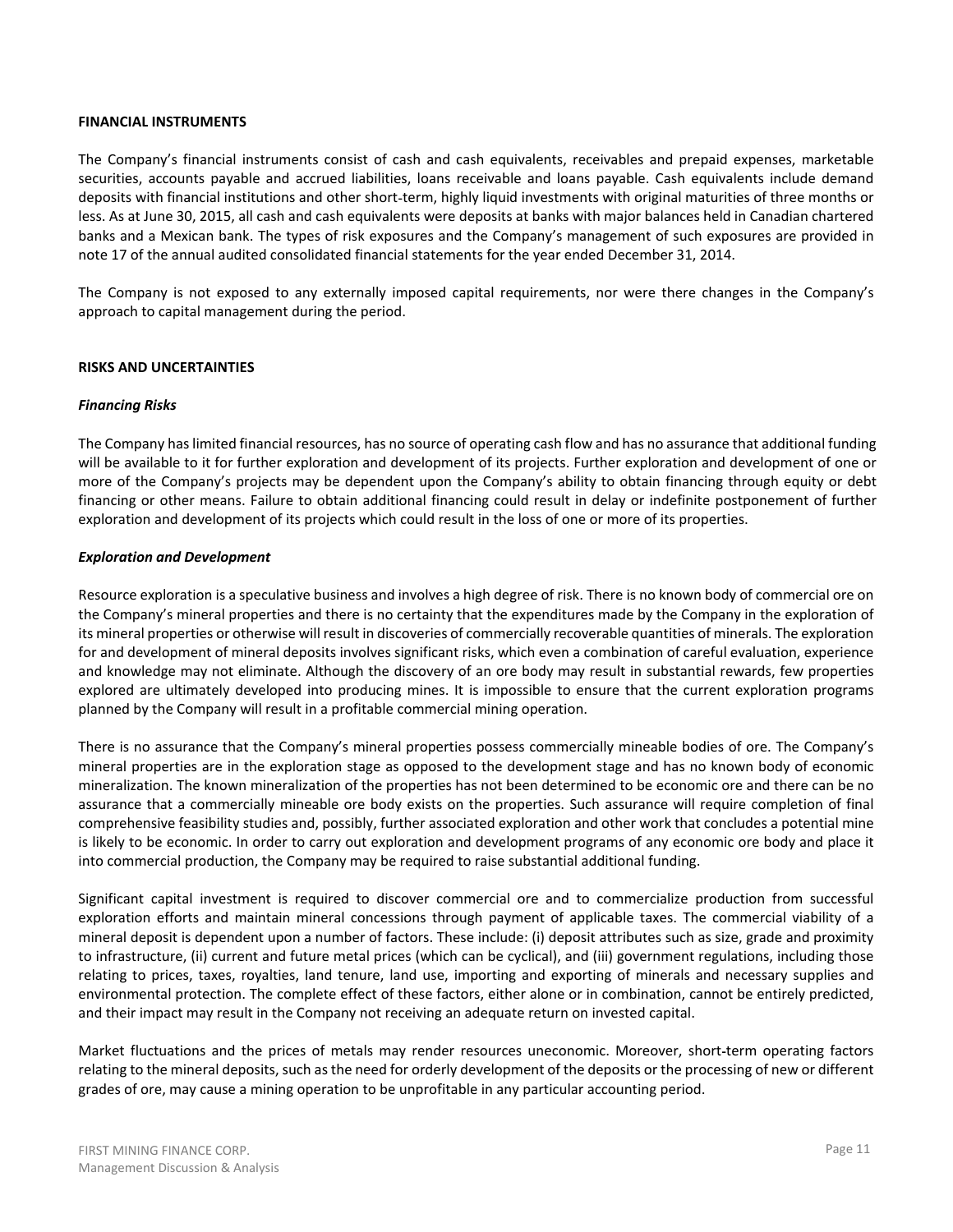## FINANCIAL INSTRUMENTS

The Company's financial instruments consist of cash and cash equivalents, receivables and prepaid expenses, marketable securities, accounts payable and accrued liabilities, loans receivable and loans payable. Cash equivalents include demand deposits with financial institutions and other short-term, highly liquid investments with original maturities of three months or less. As at June 30, 2015, all cash and cash equivalents were deposits at banks with major balances held in Canadian chartered banks and a Mexican bank. The types of risk exposures and the Company's management of such exposures are provided in note 17 of the annual audited consolidated financial statements for the year ended December 31, 2014.

The Company is not exposed to any externally imposed capital requirements, nor were there changes in the Company's approach to capital management during the period.

## RISKS AND UNCERTAINTIES

### *Financing Risks*

The Company has limited financial resources, has no source of operating cash flow and has no assurance that additional funding will be available to it for further exploration and development of its projects. Further exploration and development of one or more of the Company's projects may be dependent upon the Company's ability to obtain financing through equity or debt financing or other means. Failure to obtain additional financing could result in delay or indefinite postponement of further exploration and development of its projects which could result in the loss of one or more of its properties.

### *Exploration and Development*

Resource exploration is a speculative business and involves a high degree of risk. There is no known body of commercial ore on the Company's mineral properties and there is no certainty that the expenditures made by the Company in the exploration of its mineral properties or otherwise will result in discoveries of commercially recoverable quantities of minerals. The exploration for and development of mineral deposits involves significant risks, which even a combination of careful evaluation, experience and knowledge may not eliminate. Although the discovery of an ore body may result in substantial rewards, few properties explored are ultimately developed into producing mines. It is impossible to ensure that the current exploration programs planned by the Company will result in a profitable commercial mining operation.

There is no assurance that the Company's mineral properties possess commercially mineable bodies of ore. The Company's mineral properties are in the exploration stage as opposed to the development stage and has no known body of economic mineralization. The known mineralization of the properties has not been determined to be economic ore and there can be no assurance that a commercially mineable ore body exists on the properties. Such assurance will require completion of final comprehensive feasibility studies and, possibly, further associated exploration and other work that concludes a potential mine is likely to be economic. In order to carry out exploration and development programs of any economic ore body and place it into commercial production, the Company may be required to raise substantial additional funding.

Significant capital investment is required to discover commercial ore and to commercialize production from successful exploration efforts and maintain mineral concessions through payment of applicable taxes. The commercial viability of a mineral deposit is dependent upon a number of factors. These include: (i) deposit attributes such as size, grade and proximity to infrastructure, (ii) current and future metal prices (which can be cyclical), and (iii) government regulations, including those relating to prices, taxes, royalties, land tenure, land use, importing and exporting of minerals and necessary supplies and environmental protection. The complete effect of these factors, either alone or in combination, cannot be entirely predicted, and their impact may result in the Company not receiving an adequate return on invested capital.

Market fluctuations and the prices of metals may render resources uneconomic. Moreover, short-term operating factors relating to the mineral deposits, such as the need for orderly development of the deposits or the processing of new or different grades of ore, may cause a mining operation to be unprofitable in any particular accounting period.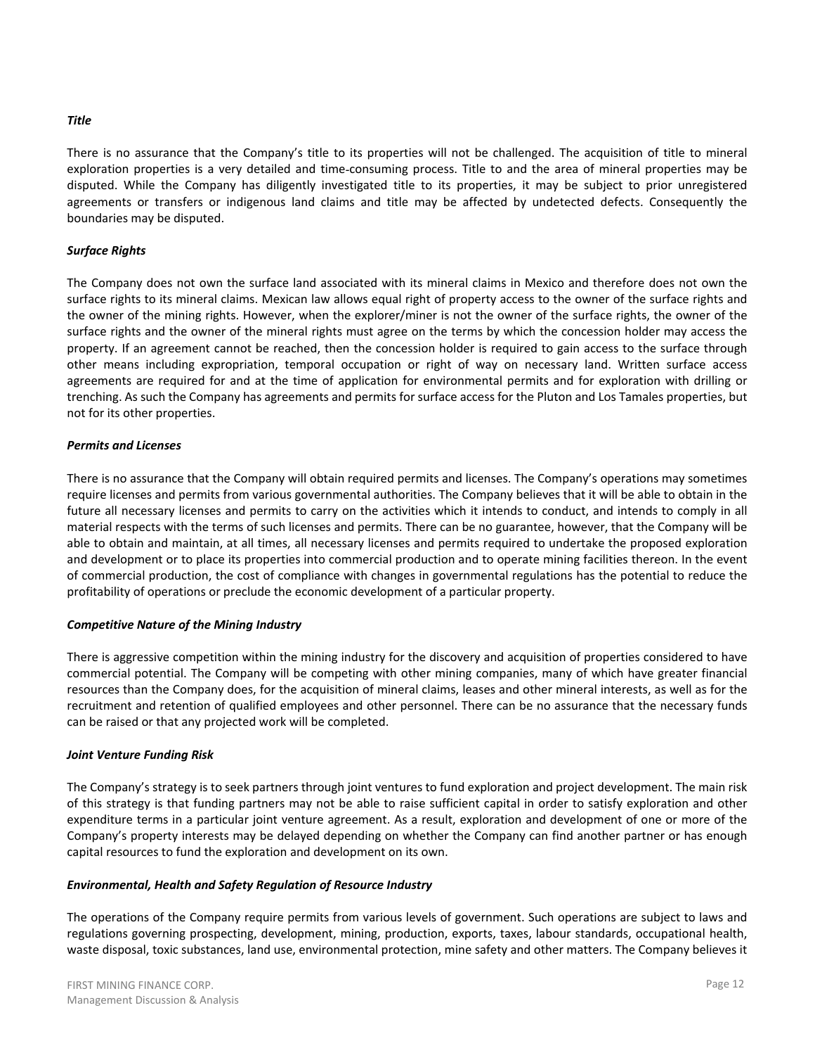***Title***

There is no assurance that the Company's title to its properties will not be challenged. The acquisition of title to mineral exploration properties is a very detailed and time-consuming process. Title to and the area of mineral properties may be disputed. While the Company has diligently investigated title to its properties, it may be subject to prior unregistered agreements or transfers or indigenous land claims and title may be affected by undetected defects. Consequently the boundaries may be disputed.

***Surface Rights***

The Company does not own the surface land associated with its mineral claims in Mexico and therefore does not own the surface rights to its mineral claims. Mexican law allows equal right of property access to the owner of the surface rights and the owner of the mining rights. However, when the explorer/miner is not the owner of the surface rights, the owner of the surface rights and the owner of the mineral rights must agree on the terms by which the concession holder may access the property. If an agreement cannot be reached, then the concession holder is required to gain access to the surface through other means including expropriation, temporal occupation or right of way on necessary land. Written surface access agreements are required for and at the time of application for environmental permits and for exploration with drilling or trenching. As such the Company has agreements and permits for surface access for the Pluton and Los Tamales properties, but not for its other properties.

***Permits and Licenses***

There is no assurance that the Company will obtain required permits and licenses. The Company's operations may sometimes require licenses and permits from various governmental authorities. The Company believes that it will be able to obtain in the future all necessary licenses and permits to carry on the activities which it intends to conduct, and intends to comply in all material respects with the terms of such licenses and permits. There can be no guarantee, however, that the Company will be able to obtain and maintain, at all times, all necessary licenses and permits required to undertake the proposed exploration and development or to place its properties into commercial production and to operate mining facilities thereon. In the event of commercial production, the cost of compliance with changes in governmental regulations has the potential to reduce the profitability of operations or preclude the economic development of a particular property.

***Competitive Nature of the Mining Industry***

There is aggressive competition within the mining industry for the discovery and acquisition of properties considered to have commercial potential. The Company will be competing with other mining companies, many of which have greater financial resources than the Company does, for the acquisition of mineral claims, leases and other mineral interests, as well as for the recruitment and retention of qualified employees and other personnel. There can be no assurance that the necessary funds can be raised or that any projected work will be completed.

***Joint Venture Funding Risk***

The Company's strategy is to seek partners through joint ventures to fund exploration and project development. The main risk of this strategy is that funding partners may not be able to raise sufficient capital in order to satisfy exploration and other expenditure terms in a particular joint venture agreement. As a result, exploration and development of one or more of the Company's property interests may be delayed depending on whether the Company can find another partner or has enough capital resources to fund the exploration and development on its own.

***Environmental, Health and Safety Regulation of Resource Industry***

The operations of the Company require permits from various levels of government. Such operations are subject to laws and regulations governing prospecting, development, mining, production, exports, taxes, labour standards, occupational health, waste disposal, toxic substances, land use, environmental protection, mine safety and other matters. The Company believes it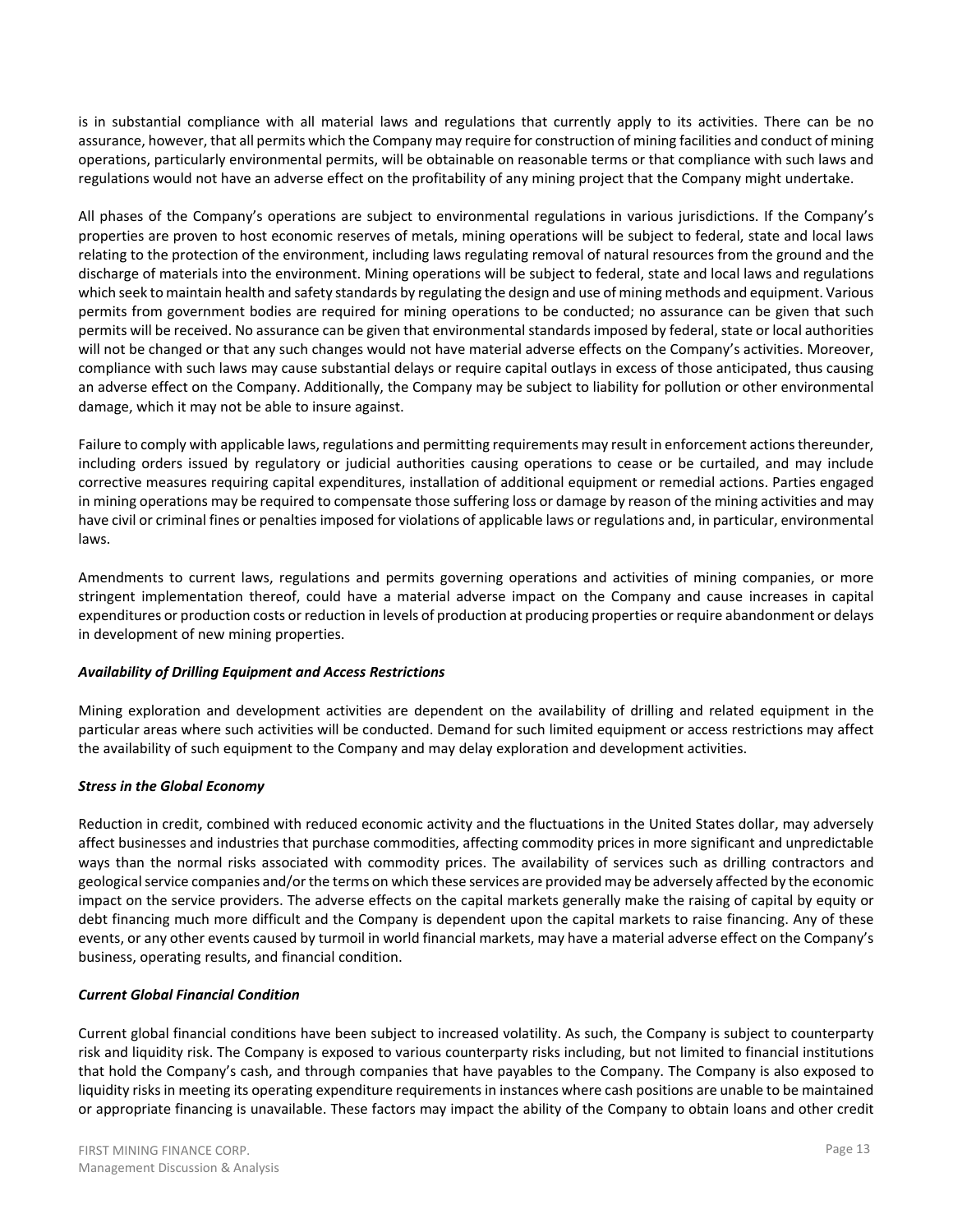is in substantial compliance with all material laws and regulations that currently apply to its activities. There can be no assurance, however, that all permits which the Company may require for construction of mining facilities and conduct of mining operations, particularly environmental permits, will be obtainable on reasonable terms or that compliance with such laws and regulations would not have an adverse effect on the profitability of any mining project that the Company might undertake.

All phases of the Company's operations are subject to environmental regulations in various jurisdictions. If the Company's properties are proven to host economic reserves of metals, mining operations will be subject to federal, state and local laws relating to the protection of the environment, including laws regulating removal of natural resources from the ground and the discharge of materials into the environment. Mining operations will be subject to federal, state and local laws and regulations which seek to maintain health and safety standards by regulating the design and use of mining methods and equipment. Various permits from government bodies are required for mining operations to be conducted; no assurance can be given that such permits will be received. No assurance can be given that environmental standards imposed by federal, state or local authorities will not be changed or that any such changes would not have material adverse effects on the Company's activities. Moreover, compliance with such laws may cause substantial delays or require capital outlays in excess of those anticipated, thus causing an adverse effect on the Company. Additionally, the Company may be subject to liability for pollution or other environmental damage, which it may not be able to insure against.

Failure to comply with applicable laws, regulations and permitting requirements may result in enforcement actions thereunder, including orders issued by regulatory or judicial authorities causing operations to cease or be curtailed, and may include corrective measures requiring capital expenditures, installation of additional equipment or remedial actions. Parties engaged in mining operations may be required to compensate those suffering loss or damage by reason of the mining activities and may have civil or criminal fines or penalties imposed for violations of applicable laws or regulations and, in particular, environmental laws.

Amendments to current laws, regulations and permits governing operations and activities of mining companies, or more stringent implementation thereof, could have a material adverse impact on the Company and cause increases in capital expenditures or production costs or reduction in levels of production at producing properties or require abandonment or delays in development of new mining properties.

***Availability of Drilling Equipment and Access Restrictions***

Mining exploration and development activities are dependent on the availability of drilling and related equipment in the particular areas where such activities will be conducted. Demand for such limited equipment or access restrictions may affect the availability of such equipment to the Company and may delay exploration and development activities.

***Stress in the Global Economy***

Reduction in credit, combined with reduced economic activity and the fluctuations in the United States dollar, may adversely affect businesses and industries that purchase commodities, affecting commodity prices in more significant and unpredictable ways than the normal risks associated with commodity prices. The availability of services such as drilling contractors and geological service companies and/or the terms on which these services are provided may be adversely affected by the economic impact on the service providers. The adverse effects on the capital markets generally make the raising of capital by equity or debt financing much more difficult and the Company is dependent upon the capital markets to raise financing. Any of these events, or any other events caused by turmoil in world financial markets, may have a material adverse effect on the Company's business, operating results, and financial condition.

***Current Global Financial Condition***

Current global financial conditions have been subject to increased volatility. As such, the Company is subject to counterparty risk and liquidity risk. The Company is exposed to various counterparty risks including, but not limited to financial institutions that hold the Company's cash, and through companies that have payables to the Company. The Company is also exposed to liquidity risks in meeting its operating expenditure requirements in instances where cash positions are unable to be maintained or appropriate financing is unavailable. These factors may impact the ability of the Company to obtain loans and other credit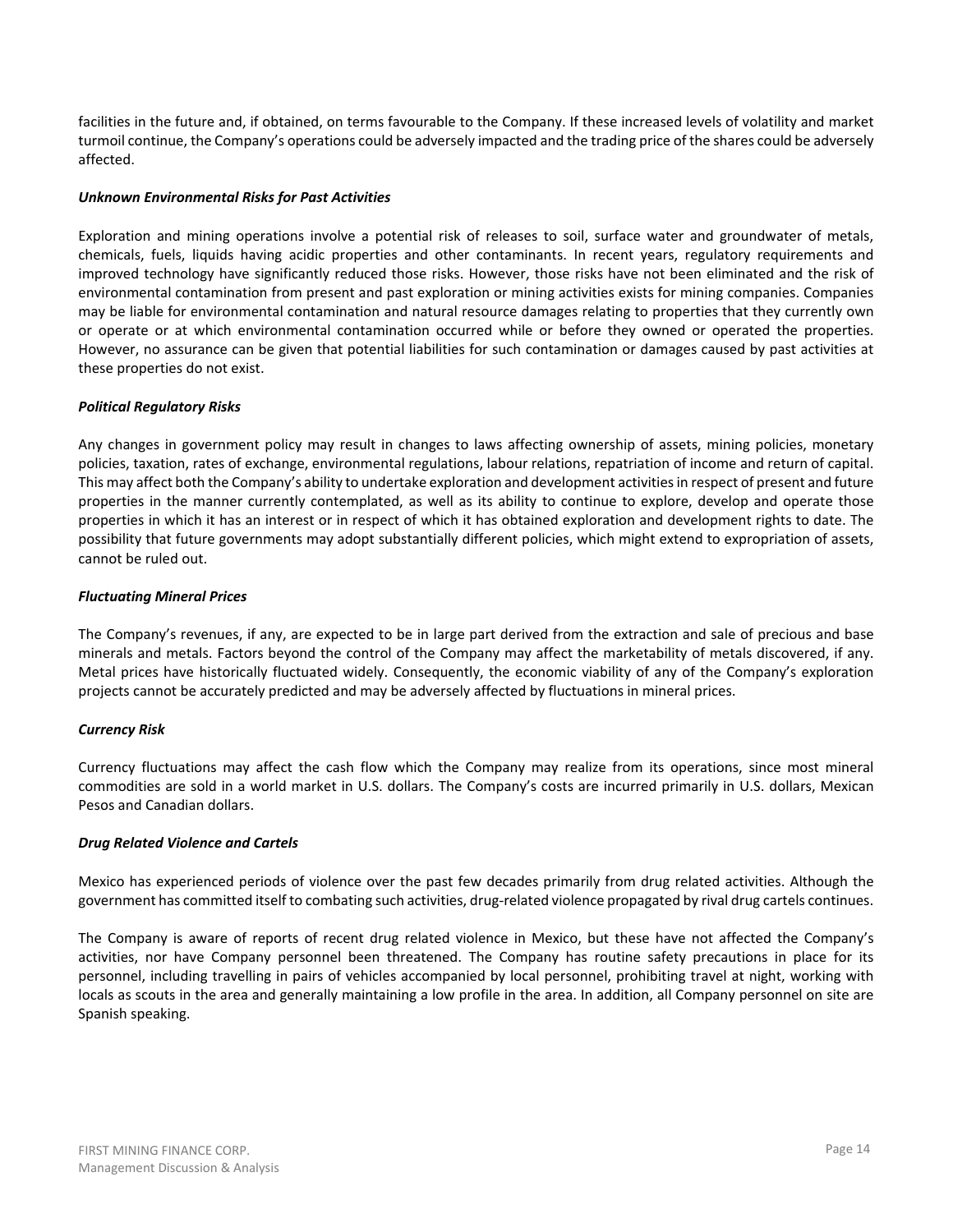facilities in the future and, if obtained, on terms favourable to the Company. If these increased levels of volatility and market turmoil continue, the Company's operations could be adversely impacted and the trading price of the shares could be adversely affected.

***Unknown Environmental Risks for Past Activities***

Exploration and mining operations involve a potential risk of releases to soil, surface water and groundwater of metals, chemicals, fuels, liquids having acidic properties and other contaminants. In recent years, regulatory requirements and improved technology have significantly reduced those risks. However, those risks have not been eliminated and the risk of environmental contamination from present and past exploration or mining activities exists for mining companies. Companies may be liable for environmental contamination and natural resource damages relating to properties that they currently own or operate or at which environmental contamination occurred while or before they owned or operated the properties. However, no assurance can be given that potential liabilities for such contamination or damages caused by past activities at these properties do not exist.

***Political Regulatory Risks***

Any changes in government policy may result in changes to laws affecting ownership of assets, mining policies, monetary policies, taxation, rates of exchange, environmental regulations, labour relations, repatriation of income and return of capital. This may affect both the Company's ability to undertake exploration and development activities in respect of present and future properties in the manner currently contemplated, as well as its ability to continue to explore, develop and operate those properties in which it has an interest or in respect of which it has obtained exploration and development rights to date. The possibility that future governments may adopt substantially different policies, which might extend to expropriation of assets, cannot be ruled out.

***Fluctuating Mineral Prices***

The Company's revenues, if any, are expected to be in large part derived from the extraction and sale of precious and base minerals and metals. Factors beyond the control of the Company may affect the marketability of metals discovered, if any. Metal prices have historically fluctuated widely. Consequently, the economic viability of any of the Company's exploration projects cannot be accurately predicted and may be adversely affected by fluctuations in mineral prices.

***Currency Risk***

Currency fluctuations may affect the cash flow which the Company may realize from its operations, since most mineral commodities are sold in a world market in U.S. dollars. The Company's costs are incurred primarily in U.S. dollars, Mexican Pesos and Canadian dollars.

***Drug Related Violence and Cartels***

Mexico has experienced periods of violence over the past few decades primarily from drug related activities. Although the government has committed itself to combating such activities, drug-related violence propagated by rival drug cartels continues.

The Company is aware of reports of recent drug related violence in Mexico, but these have not affected the Company's activities, nor have Company personnel been threatened. The Company has routine safety precautions in place for its personnel, including travelling in pairs of vehicles accompanied by local personnel, prohibiting travel at night, working with locals as scouts in the area and generally maintaining a low profile in the area. In addition, all Company personnel on site are Spanish speaking.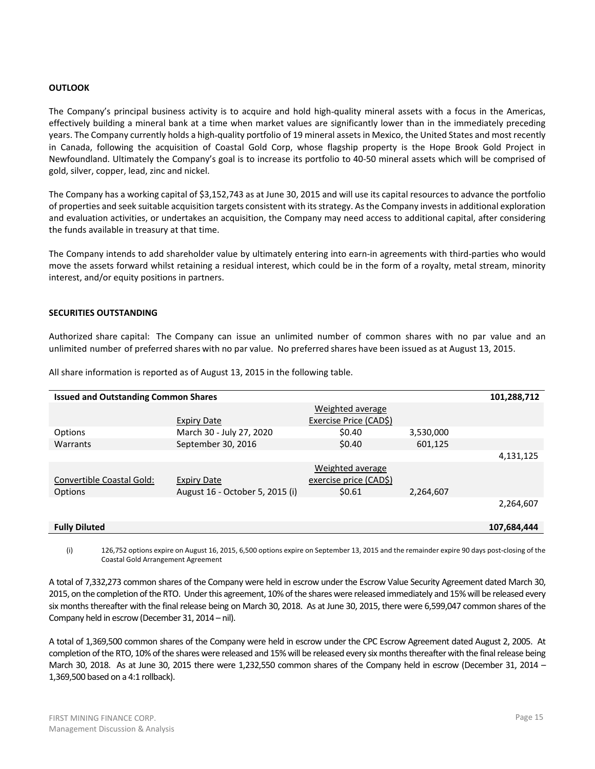**OUTLOOK**

The Company's principal business activity is to acquire and hold high-quality mineral assets with a focus in the Americas, effectively building a mineral bank at a time when market values are significantly lower than in the immediately preceding years. The Company currently holds a high-quality portfolio of 19 mineral assets in Mexico, the United States and most recently in Canada, following the acquisition of Coastal Gold Corp, whose flagship property is the Hope Brook Gold Project in Newfoundland. Ultimately the Company's goal is to increase its portfolio to 40-50 mineral assets which will be comprised of gold, silver, copper, lead, zinc and nickel.

The Company has a working capital of $3,152,743 as at June 30, 2015 and will use its capital resources to advance the portfolio of properties and seek suitable acquisition targets consistent with its strategy. As the Company invests in additional exploration and evaluation activities, or undertakes an acquisition, the Company may need access to additional capital, after considering the funds available in treasury at that time.

The Company intends to add shareholder value by ultimately entering into earn-in agreements with third-parties who would move the assets forward whilst retaining a residual interest, which could be in the form of a royalty, metal stream, minority interest, and/or equity positions in partners.

**SECURITIES OUTSTANDING**

Authorized share capital: The Company can issue an unlimited number of common shares with no par value and an unlimited number of preferred shares with no par value. No preferred shares have been issued as at August 13, 2015.

All share information is reported as of August 13, 2015 in the following table.

| **Issued and Outstanding Common Shares** | | | | **101,288,712** |
|---|---|---|---|---|
| | Expiry Date | Weighted average Exercise Price (CAD$) | | |
| Options | March 30 - July 27, 2020 | $0.40 | 3,530,000 | |
| Warrants | September 30, 2016 | $0.40 | 601,125 | |
| | | | | 4,131,125 |
| Convertible Coastal Gold: | Expiry Date | Weighted average exercise price (CAD$) | | |
| Options | August 16 - October 5, 2015 (i) | $0.61 | 2,264,607 | |
| | | | | 2,264,607 |
| **Fully Diluted** | | | | **107,684,444** |

(i) 126,752 options expire on August 16, 2015, 6,500 options expire on September 13, 2015 and the remainder expire 90 days post-closing of the Coastal Gold Arrangement Agreement

A total of 7,332,273 common shares of the Company were held in escrow under the Escrow Value Security Agreement dated March 30, 2015, on the completion of the RTO. Under this agreement, 10% of the shares were released immediately and 15% will be released every six months thereafter with the final release being on March 30, 2018. As at June 30, 2015, there were 6,599,047 common shares of the Company held in escrow (December 31, 2014 – nil).

A total of 1,369,500 common shares of the Company were held in escrow under the CPC Escrow Agreement dated August 2, 2005. At completion of the RTO, 10% of the shares were released and 15% will be released every six months thereafter with the final release being March 30, 2018. As at June 30, 2015 there were 1,232,550 common shares of the Company held in escrow (December 31, 2014 – 1,369,500 based on a 4:1 rollback).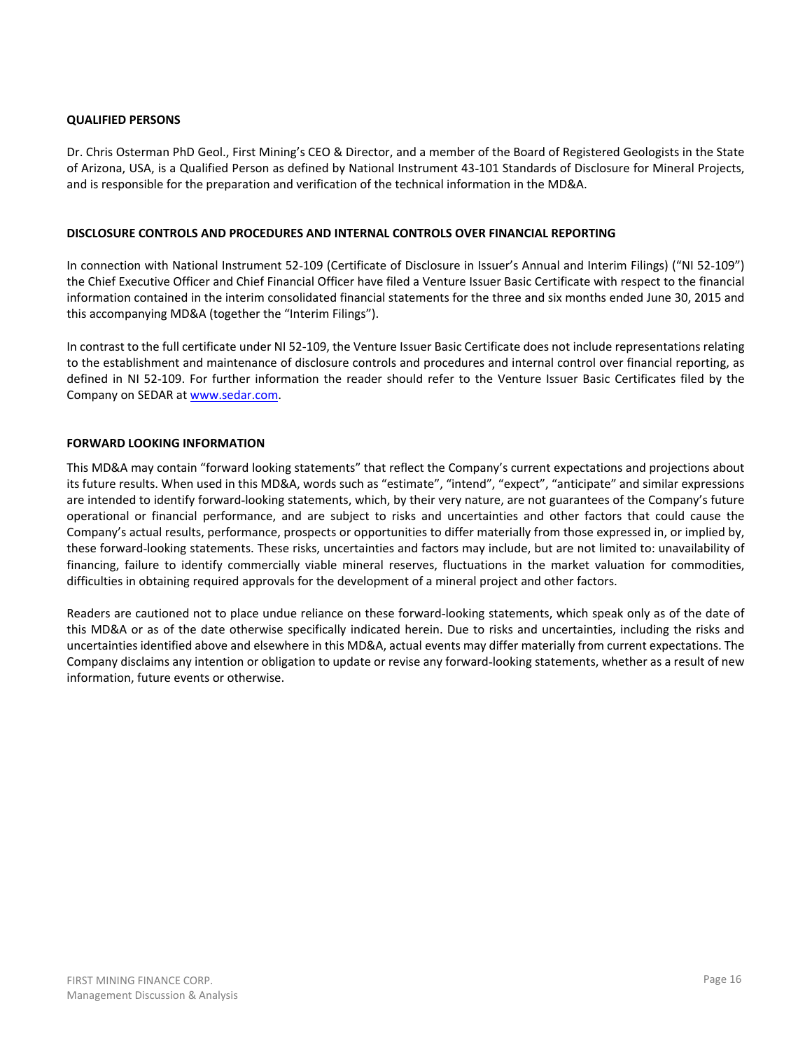## QUALIFIED PERSONS

Dr. Chris Osterman PhD Geol., First Mining's CEO & Director, and a member of the Board of Registered Geologists in the State of Arizona, USA, is a Qualified Person as defined by National Instrument 43-101 Standards of Disclosure for Mineral Projects, and is responsible for the preparation and verification of the technical information in the MD&A.

## DISCLOSURE CONTROLS AND PROCEDURES AND INTERNAL CONTROLS OVER FINANCIAL REPORTING

In connection with National Instrument 52-109 (Certificate of Disclosure in Issuer's Annual and Interim Filings) ("NI 52-109") the Chief Executive Officer and Chief Financial Officer have filed a Venture Issuer Basic Certificate with respect to the financial information contained in the interim consolidated financial statements for the three and six months ended June 30, 2015 and this accompanying MD&A (together the "Interim Filings").

In contrast to the full certificate under NI 52-109, the Venture Issuer Basic Certificate does not include representations relating to the establishment and maintenance of disclosure controls and procedures and internal control over financial reporting, as defined in NI 52-109. For further information the reader should refer to the Venture Issuer Basic Certificates filed by the Company on SEDAR at [www.sedar.com](http://www.sedar.com).

## FORWARD LOOKING INFORMATION

This MD&A may contain "forward looking statements" that reflect the Company's current expectations and projections about its future results. When used in this MD&A, words such as "estimate", "intend", "expect", "anticipate" and similar expressions are intended to identify forward-looking statements, which, by their very nature, are not guarantees of the Company's future operational or financial performance, and are subject to risks and uncertainties and other factors that could cause the Company's actual results, performance, prospects or opportunities to differ materially from those expressed in, or implied by, these forward-looking statements. These risks, uncertainties and factors may include, but are not limited to: unavailability of financing, failure to identify commercially viable mineral reserves, fluctuations in the market valuation for commodities, difficulties in obtaining required approvals for the development of a mineral project and other factors.

Readers are cautioned not to place undue reliance on these forward-looking statements, which speak only as of the date of this MD&A or as of the date otherwise specifically indicated herein. Due to risks and uncertainties, including the risks and uncertainties identified above and elsewhere in this MD&A, actual events may differ materially from current expectations. The Company disclaims any intention or obligation to update or revise any forward-looking statements, whether as a result of new information, future events or otherwise.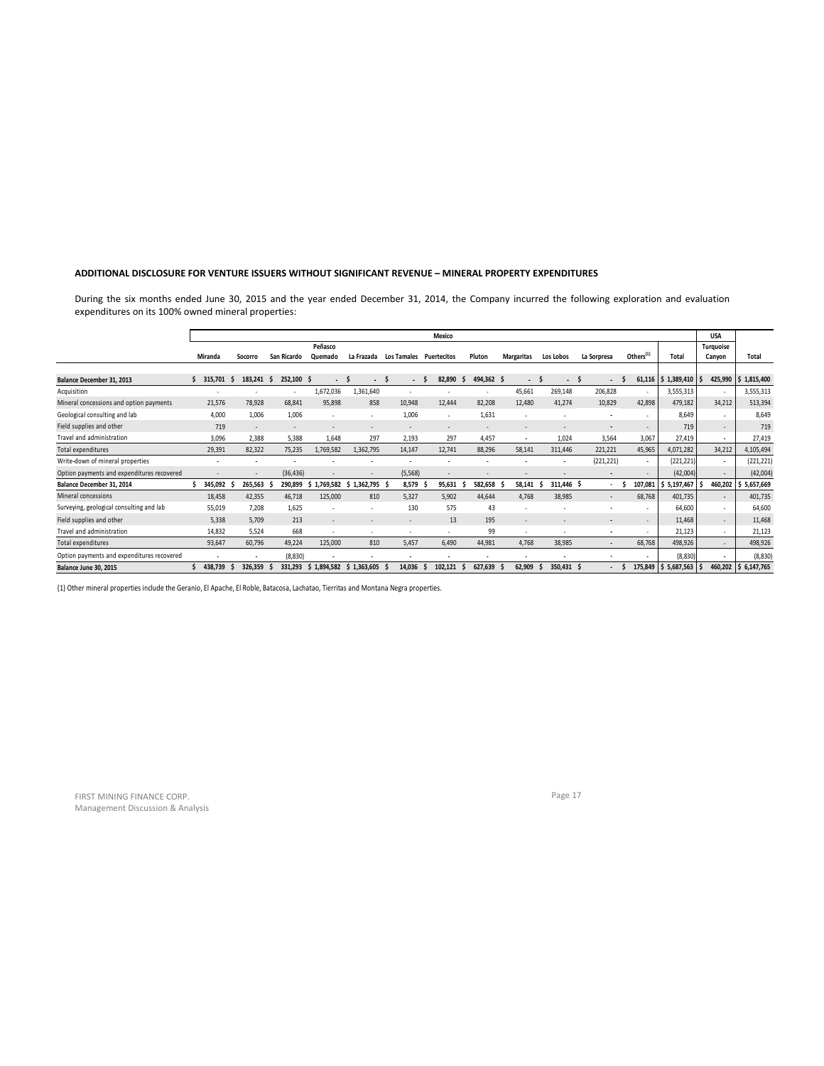**ADDITIONAL DISCLOSURE FOR VENTURE ISSUERS WITHOUT SIGNIFICANT REVENUE – MINERAL PROPERTY EXPENDITURES**

During the six months ended June 30, 2015 and the year ended December 31, 2014, the Company incurred the following exploration and evaluation expenditures on its 100% owned mineral properties:

| | Mexico | | | | | | | | | | | | | USA | |
|---|---|---|---|---|---|---|---|---|---|---|---|---|---|---|---|
| | Miranda | Socorro | San Ricardo | Peñasco Quemado | La Frazada | Los Tamales | Puertecitos | Pluton | Margaritas | Los Lobos | La Sorpresa | Others[1] | Total | Turquoise Canyon | Total |
| **Balance December 31, 2013** | $ 315,701 | $ 183,241 | $ 252,100 | $ - | $ - | $ - | $ 82,890 | $ 494,362 | $ - | $ - | $ - | $ 61,116 | $ 1,389,410 | $ 425,990 | $ 1,815,400 |
| Acquisition | - | - | - | 1,672,036 | 1,361,640 | - | - | - | 45,661 | 269,148 | 206,828 | - | 3,555,313 | - | 3,555,313 |
| Mineral concessions and option payments | 21,576 | 78,928 | 68,841 | 95,898 | 858 | 10,948 | 12,444 | 82,208 | 12,480 | 41,274 | 10,829 | 42,898 | 479,182 | 34,212 | 513,394 |
| Geological consulting and lab | 4,000 | 1,006 | 1,006 | - | - | 1,006 | - | 1,631 | - | - | - | - | 8,649 | - | 8,649 |
| Field supplies and other | 719 | - | - | - | - | - | - | - | - | - | - | - | 719 | - | 719 |
| Travel and administration | 3,096 | 2,388 | 5,388 | 1,648 | 297 | 2,193 | 297 | 4,457 | - | 1,024 | 3,564 | 3,067 | 27,419 | - | 27,419 |
| Total expenditures | 29,391 | 82,322 | 75,235 | 1,769,582 | 1,362,795 | 14,147 | 12,741 | 88,296 | 58,141 | 311,446 | 221,221 | 45,965 | 4,071,282 | 34,212 | 4,105,494 |
| Write-down of mineral properties | - | - | - | - | - | - | - | - | - | - | (221,221) | - | (221,221) | - | (221,221) |
| Option payments and expenditures recovered | - | - | (36,436) | - | - | (5,568) | - | - | - | - | - | - | (42,004) | - | (42,004) |
| **Balance December 31, 2014** | $ 345,092 | $ 265,563 | $ 290,899 | $ 1,769,582 | $ 1,362,795 | $ 8,579 | $ 95,631 | $ 582,658 | $ 58,141 | $ 311,446 | $ - | $ 107,081 | $ 5,197,467 | $ 460,202 | $ 5,657,669 |
| Mineral concessions | 18,458 | 42,355 | 46,718 | 125,000 | 810 | 5,327 | 5,902 | 44,644 | 4,768 | 38,985 | - | 68,768 | 401,735 | - | 401,735 |
| Surveying, geological consulting and lab | 55,019 | 7,208 | 1,625 | - | - | 130 | 575 | 43 | - | - | - | - | 64,600 | - | 64,600 |
| Field supplies and other | 5,338 | 5,709 | 213 | - | - | - | 13 | 195 | - | - | - | - | 11,468 | - | 11,468 |
| Travel and administration | 14,832 | 5,524 | 668 | - | - | - | - | 99 | - | - | - | - | 21,123 | - | 21,123 |
| Total expenditures | 93,647 | 60,796 | 49,224 | 125,000 | 810 | 5,457 | 6,490 | 44,981 | 4,768 | 38,985 | - | 68,768 | 498,926 | - | 498,926 |
| Option payments and expenditures recovered | - | - | (8,830) | - | - | - | - | - | - | - | - | - | (8,830) | - | (8,830) |
| **Balance June 30, 2015** | $ 438,739 | $ 326,359 | $ 331,293 | $ 1,894,582 | $ 1,363,605 | $ 14,036 | $ 102,121 | $ 627,639 | $ 62,909 | $ 350,431 | $ - | $ 175,849 | $ 5,687,563 | $ 460,202 | $ 6,147,765 |

(1) Other mineral properties include the Geranio, El Apache, El Roble, Batacosa, Lachatao, Tierritas and Montana Negra properties.